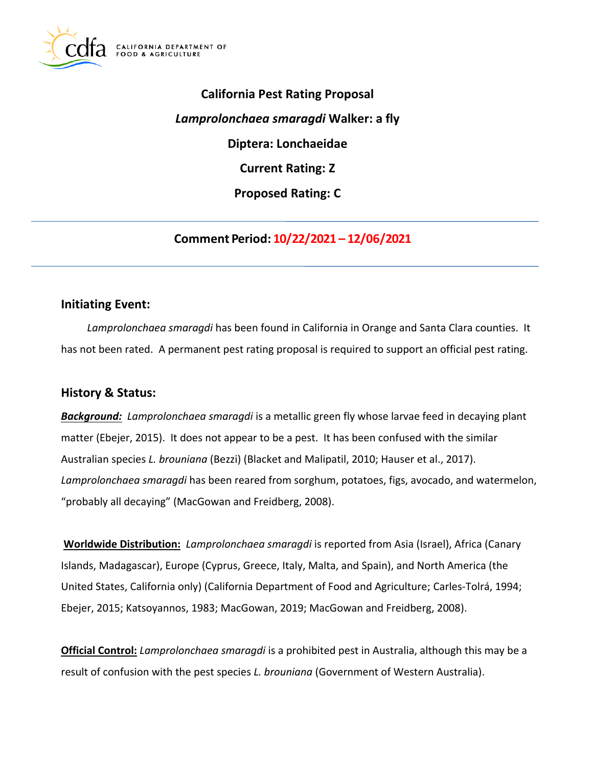# California Pest Rating Proposal

## *Lamprolonchaea smaragdi* Walker: a fly

## Diptera: Lonchaeidae

## Current Rating: Z

## Proposed Rating: C

---

**Comment Period: 10/22/2021 – 12/06/2021**

---

## Initiating Event:

*Lamprolonchaea smaragdi* has been found in California in Orange and Santa Clara counties. It has not been rated. A permanent pest rating proposal is required to support an official pest rating.

## History & Status:

***Background:*** *Lamprolonchaea smaragdi* is a metallic green fly whose larvae feed in decaying plant matter (Ebejer, 2015). It does not appear to be a pest. It has been confused with the similar Australian species *L. brouniana* (Bezzi) (Blacket and Malipatil, 2010; Hauser et al., 2017). *Lamprolonchaea smaragdi* has been reared from sorghum, potatoes, figs, avocado, and watermelon, "probably all decaying" (MacGowan and Freidberg, 2008).

**Worldwide Distribution:** *Lamprolonchaea smaragdi* is reported from Asia (Israel), Africa (Canary Islands, Madagascar), Europe (Cyprus, Greece, Italy, Malta, and Spain), and North America (the United States, California only) (California Department of Food and Agriculture; Carles-Tolrá, 1994; Ebejer, 2015; Katsoyannos, 1983; MacGowan, 2019; MacGowan and Freidberg, 2008).

**Official Control:** *Lamprolonchaea smaragdi* is a prohibited pest in Australia, although this may be a result of confusion with the pest species *L. brouniana* (Government of Western Australia).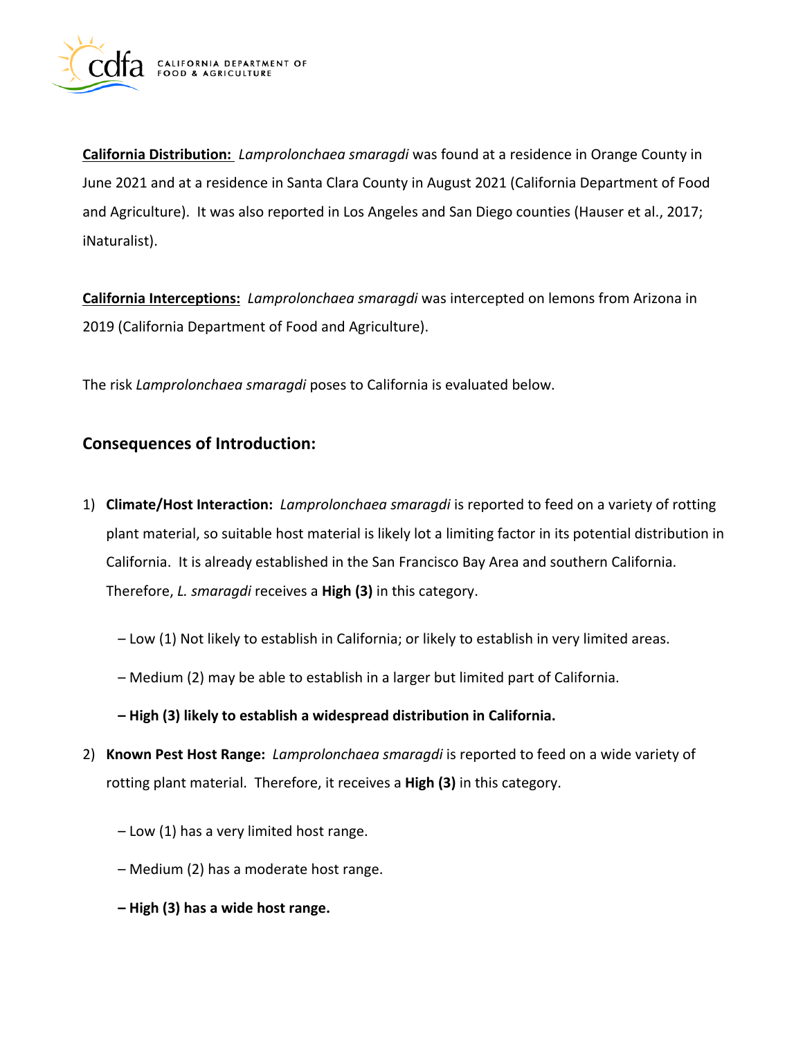**California Distribution:** *Lamprolonchaea smaragdi* was found at a residence in Orange County in June 2021 and at a residence in Santa Clara County in August 2021 (California Department of Food and Agriculture). It was also reported in Los Angeles and San Diego counties (Hauser et al., 2017; iNaturalist).

**California Interceptions:** *Lamprolonchaea smaragdi* was intercepted on lemons from Arizona in 2019 (California Department of Food and Agriculture).

The risk *Lamprolonchaea smaragdi* poses to California is evaluated below.

## Consequences of Introduction:

1) **Climate/Host Interaction:** *Lamprolonchaea smaragdi* is reported to feed on a variety of rotting plant material, so suitable host material is likely lot a limiting factor in its potential distribution in California. It is already established in the San Francisco Bay Area and southern California. Therefore, *L. smaragdi* receives a **High (3)** in this category.

   – Low (1) Not likely to establish in California; or likely to establish in very limited areas.

   – Medium (2) may be able to establish in a larger but limited part of California.

   **– High (3) likely to establish a widespread distribution in California.**

2) **Known Pest Host Range:** *Lamprolonchaea smaragdi* is reported to feed on a wide variety of rotting plant material. Therefore, it receives a **High (3)** in this category.

   – Low (1) has a very limited host range.

   – Medium (2) has a moderate host range.

   **– High (3) has a wide host range.**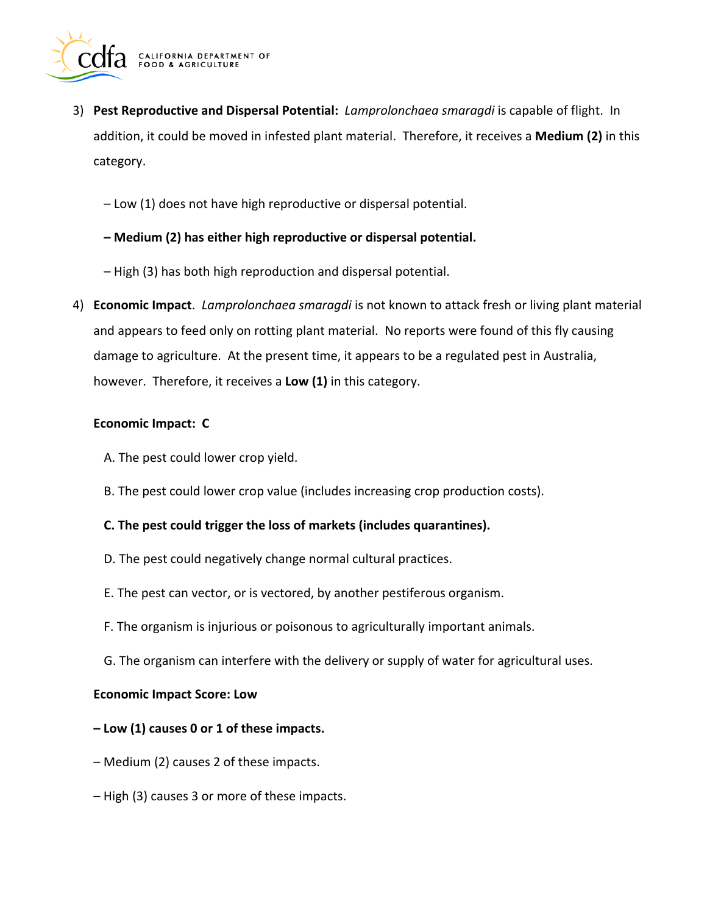3) **Pest Reproductive and Dispersal Potential:** *Lamprolonchaea smaragdi* is capable of flight. In addition, it could be moved in infested plant material. Therefore, it receives a **Medium (2)** in this category.

   – Low (1) does not have high reproductive or dispersal potential.

   **– Medium (2) has either high reproductive or dispersal potential.**

   – High (3) has both high reproduction and dispersal potential.

4) **Economic Impact**. *Lamprolonchaea smaragdi* is not known to attack fresh or living plant material and appears to feed only on rotting plant material. No reports were found of this fly causing damage to agriculture. At the present time, it appears to be a regulated pest in Australia, however. Therefore, it receives a **Low (1)** in this category.

   **Economic Impact: C**

   A. The pest could lower crop yield.

   B. The pest could lower crop value (includes increasing crop production costs).

   **C. The pest could trigger the loss of markets (includes quarantines).**

   D. The pest could negatively change normal cultural practices.

   E. The pest can vector, or is vectored, by another pestiferous organism.

   F. The organism is injurious or poisonous to agriculturally important animals.

   G. The organism can interfere with the delivery or supply of water for agricultural uses.

   **Economic Impact Score: Low**

   **– Low (1) causes 0 or 1 of these impacts.**

   – Medium (2) causes 2 of these impacts.

   – High (3) causes 3 or more of these impacts.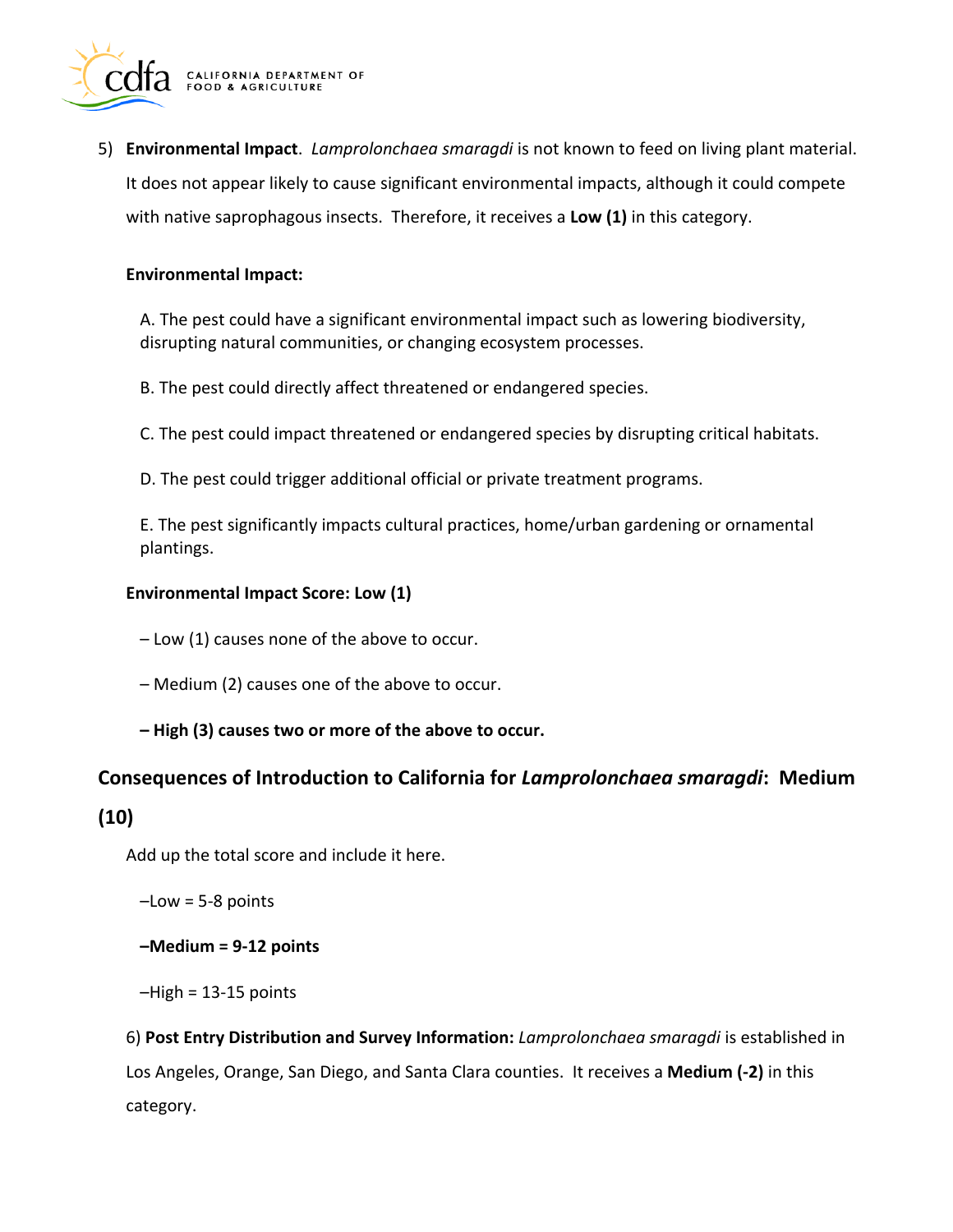5) **Environmental Impact**. *Lamprolonchaea smaragdi* is not known to feed on living plant material. It does not appear likely to cause significant environmental impacts, although it could compete with native saprophagous insects. Therefore, it receives a **Low (1)** in this category.

**Environmental Impact:**

A. The pest could have a significant environmental impact such as lowering biodiversity, disrupting natural communities, or changing ecosystem processes.

B. The pest could directly affect threatened or endangered species.

C. The pest could impact threatened or endangered species by disrupting critical habitats.

D. The pest could trigger additional official or private treatment programs.

E. The pest significantly impacts cultural practices, home/urban gardening or ornamental plantings.

**Environmental Impact Score: Low (1)**

– Low (1) causes none of the above to occur.

– Medium (2) causes one of the above to occur.

**– High (3) causes two or more of the above to occur.**

## Consequences of Introduction to California for *Lamprolonchaea smaragdi*: Medium (10)

Add up the total score and include it here.

–Low = 5-8 points

**–Medium = 9-12 points**

–High = 13-15 points

6) **Post Entry Distribution and Survey Information:** *Lamprolonchaea smaragdi* is established in Los Angeles, Orange, San Diego, and Santa Clara counties. It receives a **Medium (-2)** in this category.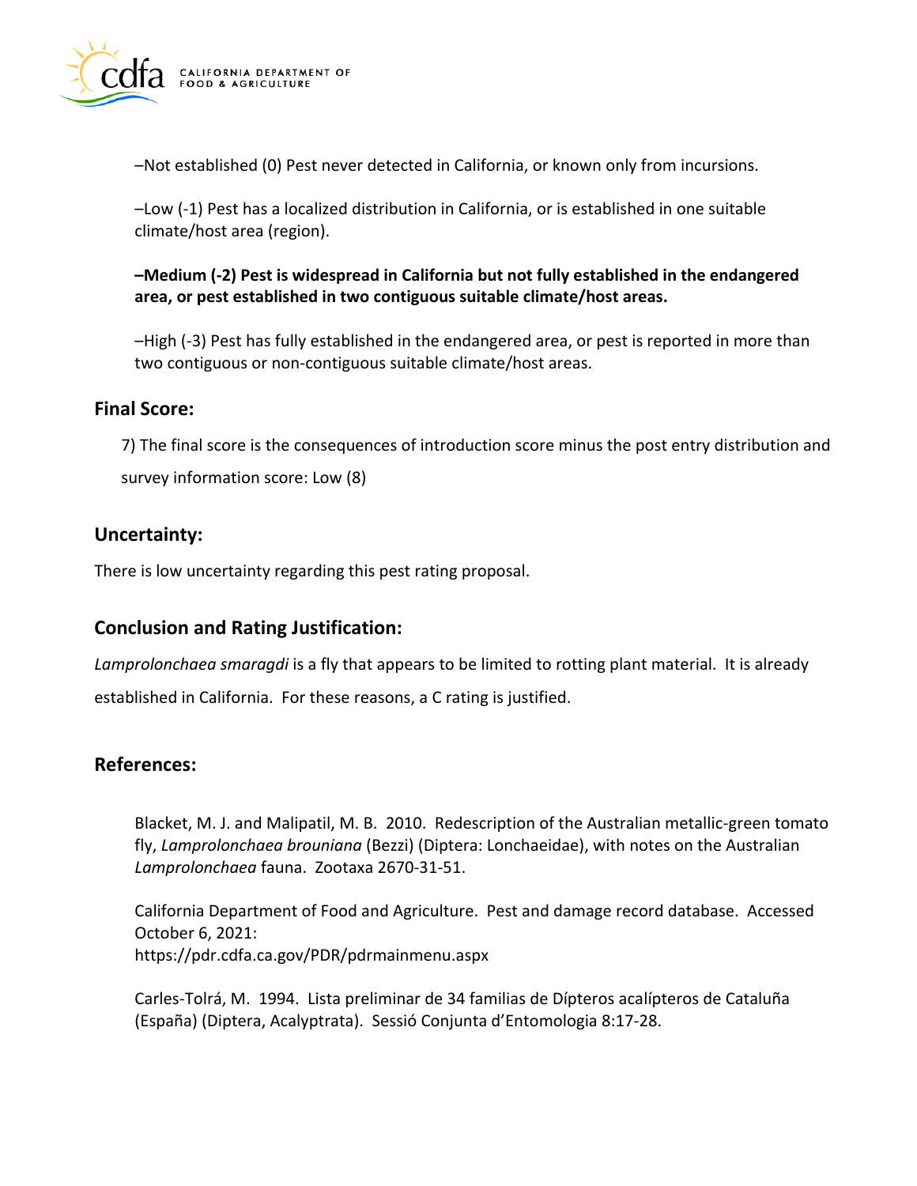–Not established (0) Pest never detected in California, or known only from incursions.

–Low (-1) Pest has a localized distribution in California, or is established in one suitable climate/host area (region).

**–Medium (-2) Pest is widespread in California but not fully established in the endangered area, or pest established in two contiguous suitable climate/host areas.**

–High (-3) Pest has fully established in the endangered area, or pest is reported in more than two contiguous or non-contiguous suitable climate/host areas.

## Final Score:

7) The final score is the consequences of introduction score minus the post entry distribution and survey information score: Low (8)

## Uncertainty:

There is low uncertainty regarding this pest rating proposal.

## Conclusion and Rating Justification:

*Lamprolonchaea smaragdi* is a fly that appears to be limited to rotting plant material. It is already established in California. For these reasons, a C rating is justified.

## References:

Blacket, M. J. and Malipatil, M. B. 2010. Redescription of the Australian metallic-green tomato fly, *Lamprolonchaea brouniana* (Bezzi) (Diptera: Lonchaeidae), with notes on the Australian *Lamprolonchaea* fauna. Zootaxa 2670-31-51.

California Department of Food and Agriculture. Pest and damage record database. Accessed October 6, 2021:
https://pdr.cdfa.ca.gov/PDR/pdrmainmenu.aspx

Carles-Tolrá, M. 1994. Lista preliminar de 34 familias de Dípteros acalípteros de Cataluña (España) (Diptera, Acalyptrata). Sessió Conjunta d'Entomologia 8:17-28.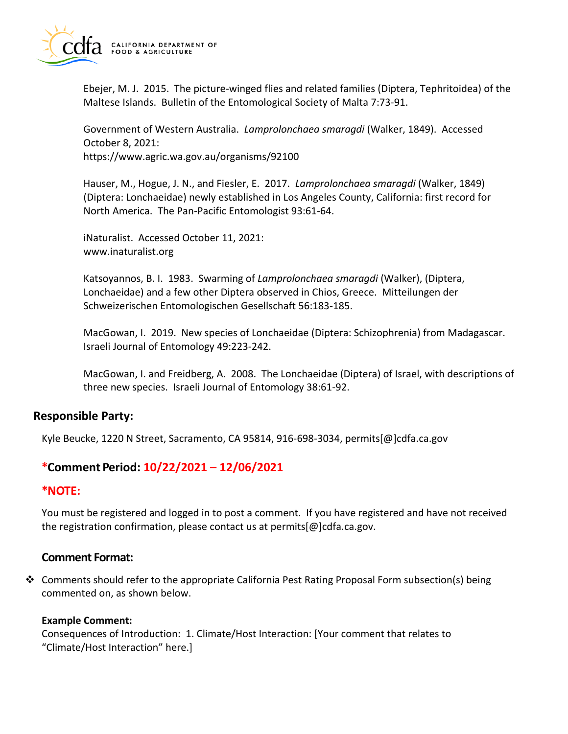Ebejer, M. J. 2015. The picture-winged flies and related families (Diptera, Tephritoidea) of the Maltese Islands. Bulletin of the Entomological Society of Malta 7:73-91.

Government of Western Australia. *Lamprolonchaea smaragdi* (Walker, 1849). Accessed October 8, 2021:
https://www.agric.wa.gov.au/organisms/92100

Hauser, M., Hogue, J. N., and Fiesler, E. 2017. *Lamprolonchaea smaragdi* (Walker, 1849) (Diptera: Lonchaeidae) newly established in Los Angeles County, California: first record for North America. The Pan-Pacific Entomologist 93:61-64.

iNaturalist. Accessed October 11, 2021:
www.inaturalist.org

Katsoyannos, B. I. 1983. Swarming of *Lamprolonchaea smaragdi* (Walker), (Diptera, Lonchaeidae) and a few other Diptera observed in Chios, Greece. Mitteilungen der Schweizerischen Entomologischen Gesellschaft 56:183-185.

MacGowan, I. 2019. New species of Lonchaeidae (Diptera: Schizophrenia) from Madagascar. Israeli Journal of Entomology 49:223-242.

MacGowan, I. and Freidberg, A. 2008. The Lonchaeidae (Diptera) of Israel, with descriptions of three new species. Israeli Journal of Entomology 38:61-92.

## Responsible Party:

Kyle Beucke, 1220 N Street, Sacramento, CA 95814, 916-698-3034, permits[@]cdfa.ca.gov

## *Comment Period: 10/22/2021 – 12/06/2021

## *NOTE:

You must be registered and logged in to post a comment. If you have registered and have not received the registration confirmation, please contact us at permits[@]cdfa.ca.gov.

### Comment Format:

- Comments should refer to the appropriate California Pest Rating Proposal Form subsection(s) being commented on, as shown below.

**Example Comment:**
Consequences of Introduction: 1. Climate/Host Interaction: [Your comment that relates to "Climate/Host Interaction" here.]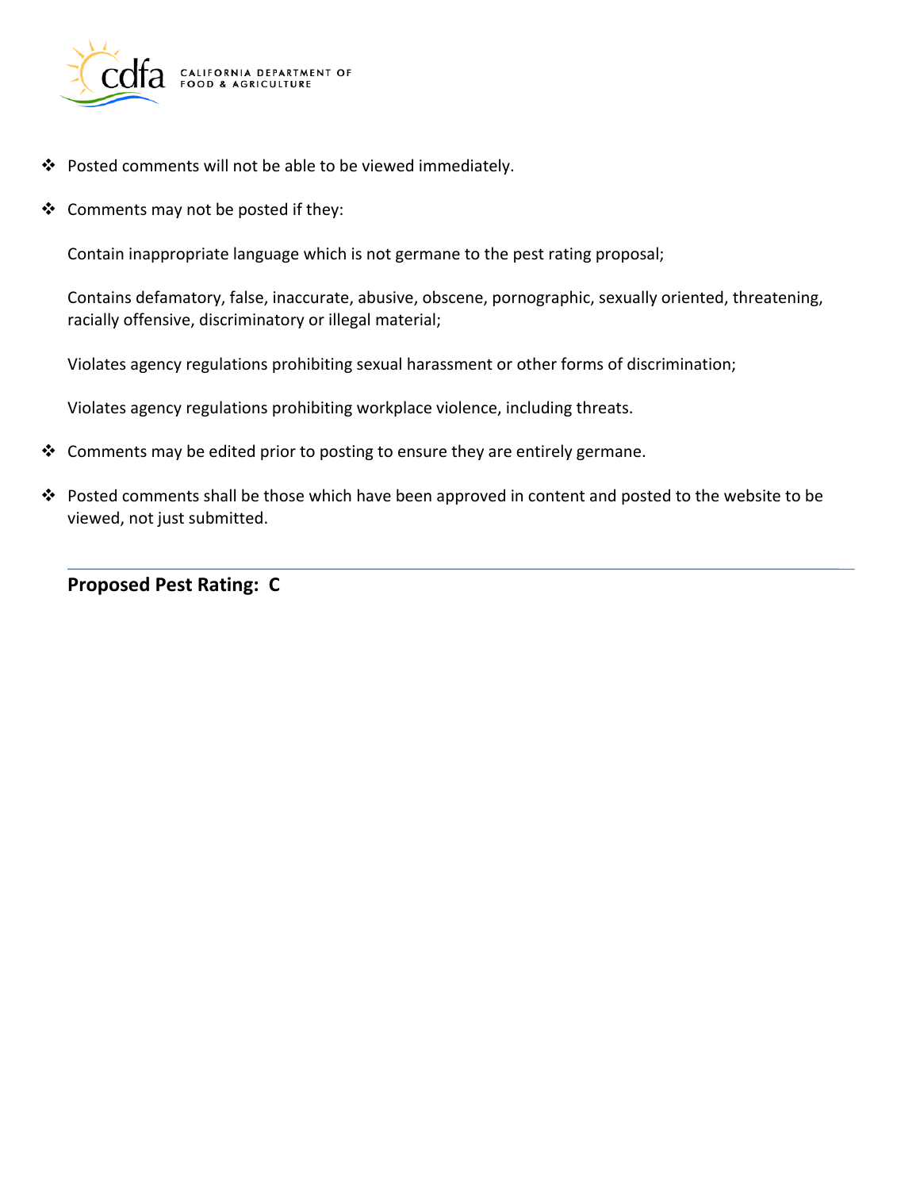- Posted comments will not be able to be viewed immediately.
- Comments may not be posted if they:

  Contain inappropriate language which is not germane to the pest rating proposal;

  Contains defamatory, false, inaccurate, abusive, obscene, pornographic, sexually oriented, threatening, racially offensive, discriminatory or illegal material;

  Violates agency regulations prohibiting sexual harassment or other forms of discrimination;

  Violates agency regulations prohibiting workplace violence, including threats.

- Comments may be edited prior to posting to ensure they are entirely germane.
- Posted comments shall be those which have been approved in content and posted to the website to be viewed, not just submitted.

---

**Proposed Pest Rating: C**